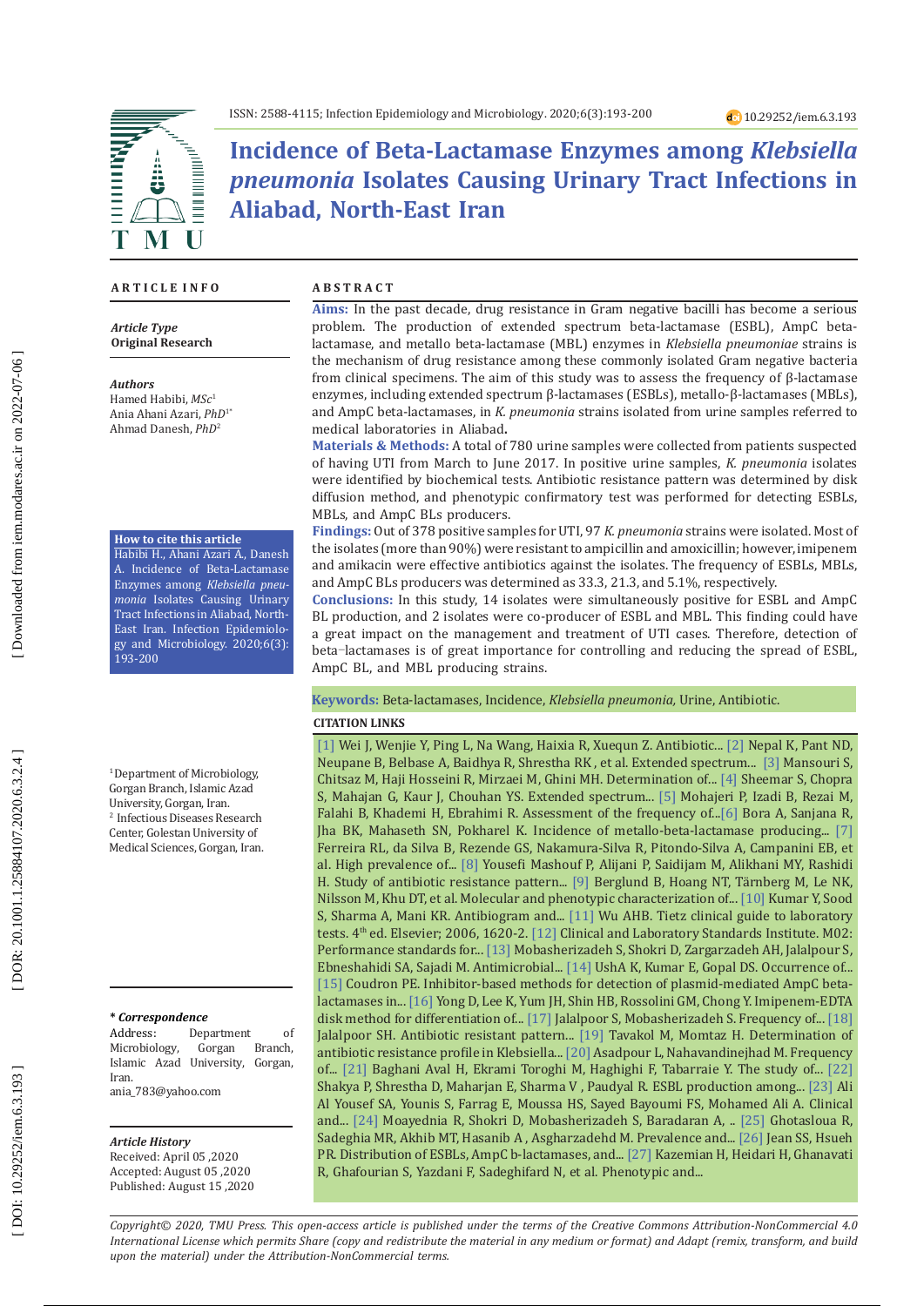# Incidence of Beta-Lactamase Enzymes among *Klebsiella pneumonia* Isolates Causing Urinary Tract Infections in Aliabad, North-East Iran

## ARTICLE INFO

***Article Type***
**Original Research**

***Authors***
Hamed Habibi, *MSc*[1]
Ania Ahani Azari, *PhD*[1*]
Ahmad Danesh, *PhD*[2]

**How to cite this article**
Habibi H., Ahani Azari A., Danesh A. Incidence of Beta-Lactamase Enzymes among *Klebsiella pneumonia* Isolates Causing Urinary Tract Infections in Aliabad, North-East Iran. Infection Epidemiology and Microbiology. 2020;6(3): 193-200

[1]Department of Microbiology, Gorgan Branch, Islamic Azad University, Gorgan, Iran.
[2] Infectious Diseases Research Center, Golestan University of Medical Sciences, Gorgan, Iran.

***\* Correspondence***
Address: Department of Microbiology, Gorgan Branch, Islamic Azad University, Gorgan, Iran.
ania_783@yahoo.com

***Article History***
Received: April 05 ,2020
Accepted: August 05 ,2020
Published: August 15 ,2020

## ABSTRACT

**Aims:** In the past decade, drug resistance in Gram negative bacilli has become a serious problem. The production of extended spectrum beta-lactamase (ESBL), AmpC beta-lactamase, and metallo beta-lactamase (MBL) enzymes in *Klebsiella pneumoniae* strains is the mechanism of drug resistance among these commonly isolated Gram negative bacteria from clinical specimens. The aim of this study was to assess the frequency of β-lactamase enzymes, including extended spectrum β-lactamases (ESBLs), metallo-β-lactamases (MBLs), and AmpC beta-lactamases, in *K. pneumonia* strains isolated from urine samples referred to medical laboratories in Aliabad**.**

**Materials & Methods:** A total of 780 urine samples were collected from patients suspected of having UTI from March to June 2017. In positive urine samples, *K. pneumonia* isolates were identified by biochemical tests. Antibiotic resistance pattern was determined by disk diffusion method, and phenotypic confirmatory test was performed for detecting ESBLs, MBLs, and AmpC BLs producers.

**Findings:** Out of 378 positive samples for UTI, 97 *K. pneumonia* strains were isolated. Most of the isolates (more than 90%) were resistant to ampicillin and amoxicillin; however, imipenem and amikacin were effective antibiotics against the isolates. The frequency of ESBLs, MBLs, and AmpC BLs producers was determined as 33.3, 21.3, and 5.1%, respectively.

**Conclusions:** In this study, 14 isolates were simultaneously positive for ESBL and AmpC BL production, and 2 isolates were co-producer of ESBL and MBL. This finding could have a great impact on the management and treatment of UTI cases. Therefore, detection of beta−lactamases is of great importance for controlling and reducing the spread of ESBL, AmpC BL, and MBL producing strains.

**Keywords:** Beta-lactamases, Incidence, *Klebsiella pneumonia,* Urine, Antibiotic.

### CITATION LINKS

[1] Wei J, Wenjie Y, Ping L, Na Wang, Haixia R, Xuequn Z. Antibiotic... [2] Nepal K, Pant ND, Neupane B, Belbase A, Baidhya R, Shrestha RK , et al. Extended spectrum... [3] Mansouri S, Chitsaz M, Haji Hosseini R, Mirzaei M, Ghini MH. Determination of... [4] Sheemar S, Chopra S, Mahajan G, Kaur J, Chouhan YS. Extended spectrum... [5] Mohajeri P, Izadi B, Rezei M, Falahi B, Khademi H, Ebrahimi R. Assessment of the frequency of...[6] Bora A, Sanjana R, Jha BK, Mahaseth SN, Pokharel K. Incidence of metallo-beta-lactamase producing... [7] Ferreira RL, da Silva B, Rezende GS, Nakamura-Silva R, Pitondo-Silva A, Campanini EB, et al. High prevalence of... [8] Yousefi Mashouf P, Alijani P, Saidijam M, Alikhani MY, Rashidi H. Study of antibiotic resistance pattern... [9] Berglund B, Hoang NT, Tärnberg M, Le NK, Nilsson M, Khu DT, et al. Molecular and phenotypic characterization of... [10] Kumar Y, Sood S, Sharma A, Mani KR. Antibiogram and... [11] Wu AHB. Tietz clinical guide to laboratory tests. 4th ed. Elsevier; 2006, 1620-2. [12] Clinical and Laboratory Standards Institute. M02: Performance standards for... [13] Mobasherizadeh S, Shokri D, Zargarzadeh AH, Jalalpour S, Ebneshahidi SA, Sajadi M. Antimicrobial... [14] UshA K, Kumar E, Gopal DS. Occurrence of... [15] Coudron PE. Inhibitor-based methods for detection of plasmid-mediated AmpC beta-lactamases in... [16] Yong D, Lee K, Yum JH, Shin HB, Rossolini GM, Chong Y. Imipenem-EDTA disk method for differentiation of... [17] Jalalpoor S, Mobasherizadeh S. Frequency of... [18] Jalalpoor SH. Antibiotic resistant pattern... [19] Tavakol M, Momtaz H. Determination of antibiotic resistance profile in Klebsiella... [20] Asadpour L, Nahavandinejhad M. Frequency of... [21] Baghani Aval H, Ekrami Toroghi M, Haghighi F, Tabarraie Y. The study of... [22] Shakya P, Shrestha D, Maharjan E, Sharma V , Paudyal R. ESBL production among... [23] Ali Al Yousef SA, Younis S, Farrag E, Moussa HS, Sayed Bayoumi FS, Mohamed Ali A. Clinical and... [24] Moayednia R, Shokri D, Mobasherizadeh S, Baradaran A, .. [25] Ghotasloua R, Sadeghia MR, Akhib MT, Hasanib A , Asgharzadehd M. Prevalence and... [26] Jean SS, Hsueh PR. Distribution of ESBLs, AmpC b-lactamases, and... [27] Kazemian H, Heidari H, Ghanavati R, Ghafourian S, Yazdani F, Sadeghifard N, et al. Phenotypic and...

*Copyright© 2020, TMU Press. This open-access article is published under the terms of the Creative Commons Attribution-NonCommercial 4.0 International License which permits Share (copy and redistribute the material in any medium or format) and Adapt (remix, transform, and build upon the material) under the Attribution-NonCommercial terms.*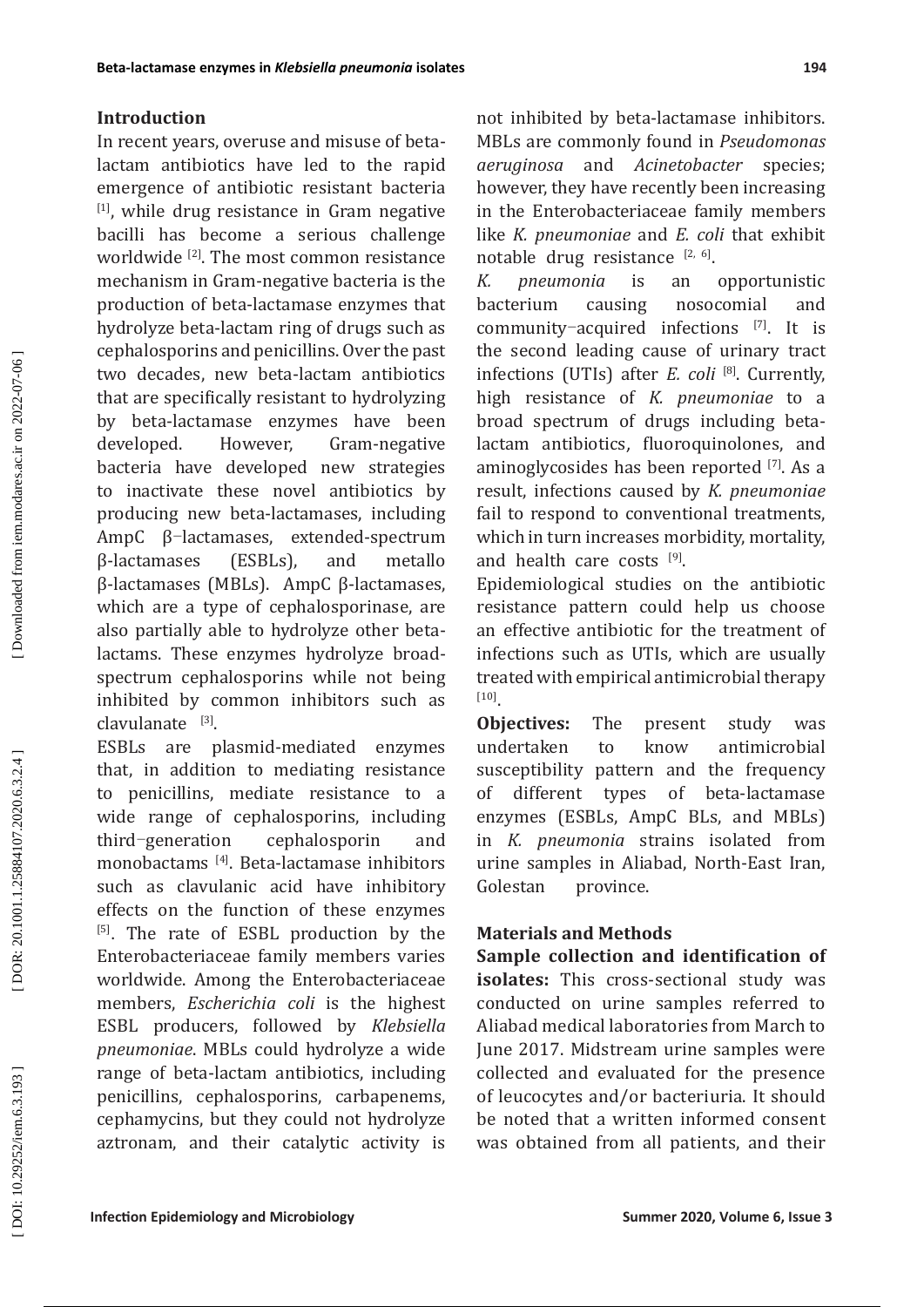## Introduction

In recent years, overuse and misuse of beta-lactam antibiotics have led to the rapid emergence of antibiotic resistant bacteria [1], while drug resistance in Gram negative bacilli has become a serious challenge worldwide [2]. The most common resistance mechanism in Gram-negative bacteria is the production of beta-lactamase enzymes that hydrolyze beta-lactam ring of drugs such as cephalosporins and penicillins. Over the past two decades, new beta-lactam antibiotics that are specifically resistant to hydrolyzing by beta-lactamase enzymes have been developed. However, Gram-negative bacteria have developed new strategies to inactivate these novel antibiotics by producing new beta-lactamases, including AmpC β‒lactamases, extended-spectrum β-lactamases (ESBLs), and metallo β-lactamases (MBLs). AmpC β-lactamases, which are a type of cephalosporinase, are also partially able to hydrolyze other beta-lactams. These enzymes hydrolyze broad-spectrum cephalosporins while not being inhibited by common inhibitors such as clavulanate [3].

ESBLs are plasmid-mediated enzymes that, in addition to mediating resistance to penicillins, mediate resistance to a wide range of cephalosporins, including third‒generation cephalosporin and monobactams [4]. Beta-lactamase inhibitors such as clavulanic acid have inhibitory effects on the function of these enzymes [5]. The rate of ESBL production by the Enterobacteriaceae family members varies worldwide. Among the Enterobacteriaceae members, *Escherichia coli* is the highest ESBL producers, followed by *Klebsiella pneumoniae*. MBLs could hydrolyze a wide range of beta-lactam antibiotics, including penicillins, cephalosporins, carbapenems, cephamycins, but they could not hydrolyze aztronam, and their catalytic activity is not inhibited by beta-lactamase inhibitors. MBLs are commonly found in *Pseudomonas aeruginosa* and *Acinetobacter* species; however, they have recently been increasing in the Enterobacteriaceae family members like *K. pneumoniae* and *E. coli* that exhibit notable drug resistance [2, 6].

*K. pneumonia* is an opportunistic bacterium causing nosocomial and community‒acquired infections [7]. It is the second leading cause of urinary tract infections (UTIs) after *E. coli* [8]. Currently, high resistance of *K. pneumoniae* to a broad spectrum of drugs including beta-lactam antibiotics, fluoroquinolones, and aminoglycosides has been reported [7]. As a result, infections caused by *K. pneumoniae* fail to respond to conventional treatments, which in turn increases morbidity, mortality, and health care costs [9].

Epidemiological studies on the antibiotic resistance pattern could help us choose an effective antibiotic for the treatment of infections such as UTIs, which are usually treated with empirical antimicrobial therapy [10].

**Objectives:** The present study was undertaken to know antimicrobial susceptibility pattern and the frequency of different types of beta-lactamase enzymes (ESBLs, AmpC BLs, and MBLs) in *K. pneumonia* strains isolated from urine samples in Aliabad, North-East Iran, Golestan province.

## Materials and Methods

**Sample collection and identification of isolates:** This cross-sectional study was conducted on urine samples referred to Aliabad medical laboratories from March to June 2017. Midstream urine samples were collected and evaluated for the presence of leucocytes and/or bacteriuria. It should be noted that a written informed consent was obtained from all patients, and their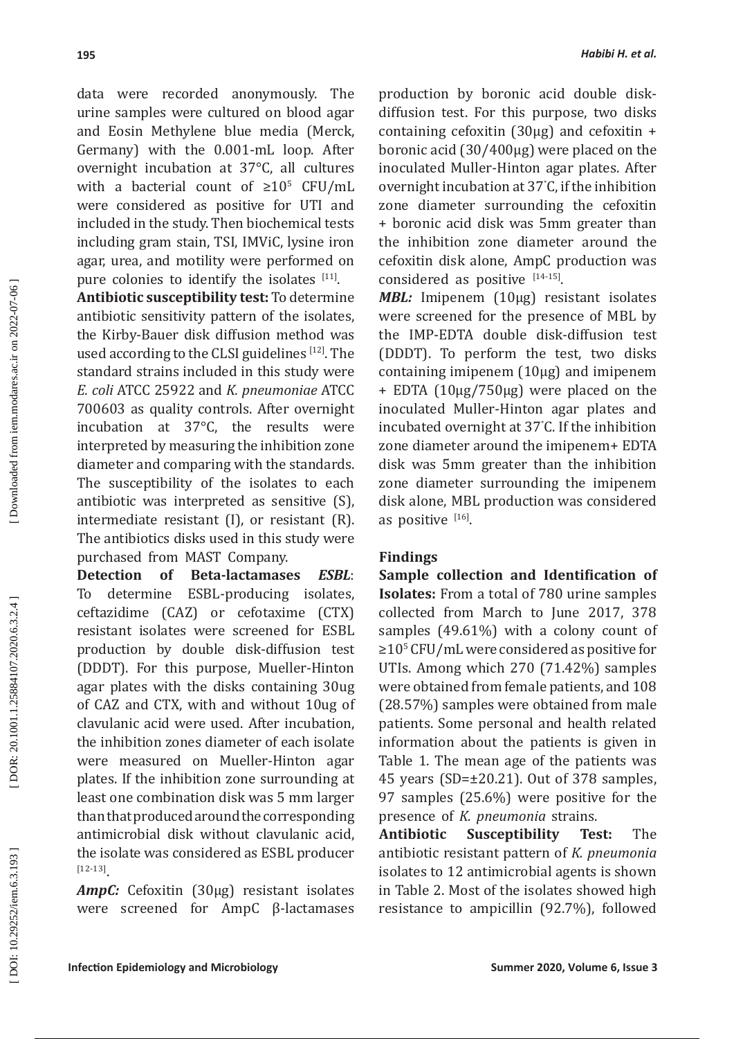data were recorded anonymously. The urine samples were cultured on blood agar and Eosin Methylene blue media (Merck, Germany) with the 0.001-mL loop. After overnight incubation at 37°C, all cultures with a bacterial count of $\geq 10^5$ CFU/mL were considered as positive for UTI and included in the study. Then biochemical tests including gram stain, TSI, IMViC, lysine iron agar, urea, and motility were performed on pure colonies to identify the isolates [11].

**Antibiotic susceptibility test:** To determine antibiotic sensitivity pattern of the isolates, the Kirby-Bauer disk diffusion method was used according to the CLSI guidelines [12]. The standard strains included in this study were *E. coli* ATCC 25922 and *K. pneumoniae* ATCC 700603 as quality controls. After overnight incubation at 37°C, the results were interpreted by measuring the inhibition zone diameter and comparing with the standards. The susceptibility of the isolates to each antibiotic was interpreted as sensitive (S), intermediate resistant (I), or resistant (R). The antibiotics disks used in this study were purchased from MAST Company.

**Detection of Beta-lactamases** ***ESBL***: To determine ESBL-producing isolates, ceftazidime (CAZ) or cefotaxime (CTX) resistant isolates were screened for ESBL production by double disk-diffusion test (DDDT). For this purpose, Mueller-Hinton agar plates with the disks containing 30ug of CAZ and CTX, with and without 10ug of clavulanic acid were used. After incubation, the inhibition zones diameter of each isolate were measured on Mueller-Hinton agar plates. If the inhibition zone surrounding at least one combination disk was 5 mm larger than that produced around the corresponding antimicrobial disk without clavulanic acid, the isolate was considered as ESBL producer [12-13].

***AmpC:*** Cefoxitin (30μg) resistant isolates were screened for AmpC β-lactamases production by boronic acid double disk-diffusion test. For this purpose, two disks containing cefoxitin (30μg) and cefoxitin + boronic acid (30/400μg) were placed on the inoculated Muller-Hinton agar plates. After overnight incubation at 37°C, if the inhibition zone diameter surrounding the cefoxitin + boronic acid disk was 5mm greater than the inhibition zone diameter around the cefoxitin disk alone, AmpC production was considered as positive [14-15].

***MBL:*** Imipenem (10μg) resistant isolates were screened for the presence of MBL by the IMP-EDTA double disk-diffusion test (DDDT). To perform the test, two disks containing imipenem (10μg) and imipenem + EDTA (10μg/750μg) were placed on the inoculated Muller-Hinton agar plates and incubated overnight at 37°C. If the inhibition zone diameter around the imipenem+ EDTA disk was 5mm greater than the inhibition zone diameter surrounding the imipenem disk alone, MBL production was considered as positive [16].

## Findings

**Sample collection and Identification of Isolates:** From a total of 780 urine samples collected from March to June 2017, 378 samples (49.61%) with a colony count of $\geq 10^5$ CFU/mL were considered as positive for UTIs. Among which 270 (71.42%) samples were obtained from female patients, and 108 (28.57%) samples were obtained from male patients. Some personal and health related information about the patients is given in Table 1. The mean age of the patients was 45 years (SD=±20.21). Out of 378 samples, 97 samples (25.6%) were positive for the presence of *K. pneumonia* strains.

**Antibiotic Susceptibility Test:** The antibiotic resistant pattern of *K. pneumonia* isolates to 12 antimicrobial agents is shown in Table 2. Most of the isolates showed high resistance to ampicillin (92.7%), followed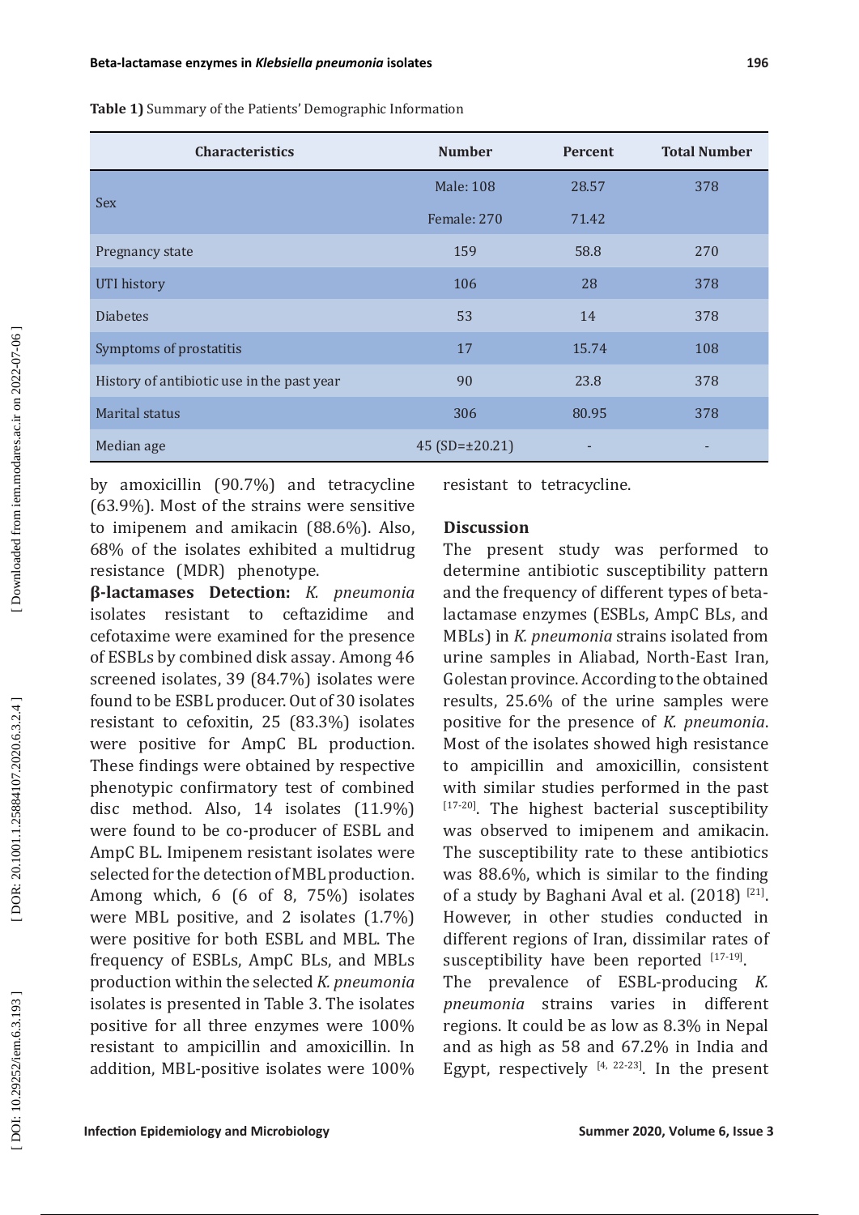**Table 1)** Summary of the Patients' Demographic Information

| Characteristics | Number | Percent | Total Number |
|---|---|---|---|
| Sex | Male: 108 | 28.57 | 378 |
| | Female: 270 | 71.42 | |
| Pregnancy state | 159 | 58.8 | 270 |
| UTI history | 106 | 28 | 378 |
| Diabetes | 53 | 14 | 378 |
| Symptoms of prostatitis | 17 | 15.74 | 108 |
| History of antibiotic use in the past year | 90 | 23.8 | 378 |
| Marital status | 306 | 80.95 | 378 |
| Median age | 45 (SD=±20.21) | - | - |

by amoxicillin (90.7%) and tetracycline (63.9%). Most of the strains were sensitive to imipenem and amikacin (88.6%). Also, 68% of the isolates exhibited a multidrug resistance (MDR) phenotype.

**β-lactamases Detection:** *K. pneumonia* isolates resistant to ceftazidime and cefotaxime were examined for the presence of ESBLs by combined disk assay. Among 46 screened isolates, 39 (84.7%) isolates were found to be ESBL producer. Out of 30 isolates resistant to cefoxitin, 25 (83.3%) isolates were positive for AmpC BL production. These findings were obtained by respective phenotypic confirmatory test of combined disc method. Also, 14 isolates (11.9%) were found to be co-producer of ESBL and AmpC BL. Imipenem resistant isolates were selected for the detection of MBL production. Among which, 6 (6 of 8, 75%) isolates were MBL positive, and 2 isolates (1.7%) were positive for both ESBL and MBL. The frequency of ESBLs, AmpC BLs, and MBLs production within the selected *K. pneumonia* isolates is presented in Table 3. The isolates positive for all three enzymes were 100% resistant to ampicillin and amoxicillin. In addition, MBL-positive isolates were 100% resistant to tetracycline.

## Discussion

The present study was performed to determine antibiotic susceptibility pattern and the frequency of different types of beta-lactamase enzymes (ESBLs, AmpC BLs, and MBLs) in *K. pneumonia* strains isolated from urine samples in Aliabad, North-East Iran, Golestan province. According to the obtained results, 25.6% of the urine samples were positive for the presence of *K. pneumonia*. Most of the isolates showed high resistance to ampicillin and amoxicillin, consistent with similar studies performed in the past [17-20]. The highest bacterial susceptibility was observed to imipenem and amikacin. The susceptibility rate to these antibiotics was 88.6%, which is similar to the finding of a study by Baghani Aval et al. (2018) [21]. However, in other studies conducted in different regions of Iran, dissimilar rates of susceptibility have been reported [17-19].

The prevalence of ESBL-producing *K. pneumonia* strains varies in different regions. It could be as low as 8.3% in Nepal and as high as 58 and 67.2% in India and Egypt, respectively [4, 22-23]. In the present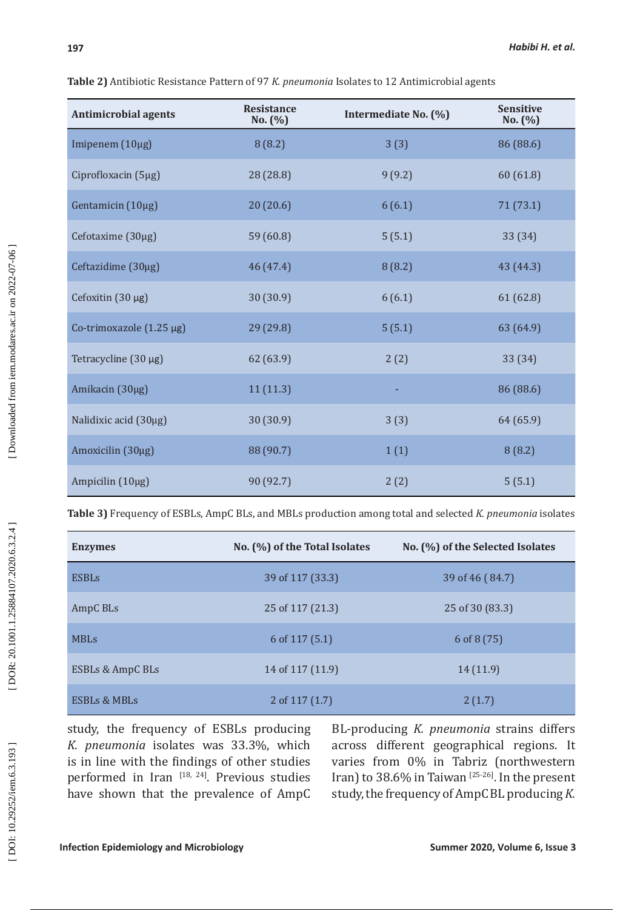**Table 2)** Antibiotic Resistance Pattern of 97 *K. pneumonia* Isolates to 12 Antimicrobial agents

| Antimicrobial agents | Resistance No. (%) | Intermediate No. (%) | Sensitive No. (%) |
|---|---|---|---|
| Imipenem (10µg) | 8 (8.2) | 3 (3) | 86 (88.6) |
| Ciprofloxacin (5µg) | 28 (28.8) | 9 (9.2) | 60 (61.8) |
| Gentamicin (10µg) | 20 (20.6) | 6 (6.1) | 71 (73.1) |
| Cefotaxime (30µg) | 59 (60.8) | 5 (5.1) | 33 (34) |
| Ceftazidime (30µg) | 46 (47.4) | 8 (8.2) | 43 (44.3) |
| Cefoxitin (30 µg) | 30 (30.9) | 6 (6.1) | 61 (62.8) |
| Co-trimoxazole (1.25 µg) | 29 (29.8) | 5 (5.1) | 63 (64.9) |
| Tetracycline (30 µg) | 62 (63.9) | 2 (2) | 33 (34) |
| Amikacin (30µg) | 11 (11.3) | - | 86 (88.6) |
| Nalidixic acid (30µg) | 30 (30.9) | 3 (3) | 64 (65.9) |
| Amoxicilin (30µg) | 88 (90.7) | 1 (1) | 8 (8.2) |
| Ampicilin (10µg) | 90 (92.7) | 2 (2) | 5 (5.1) |

**Table 3)** Frequency of ESBLs, AmpC BLs, and MBLs production among total and selected *K. pneumonia* isolates

| Enzymes | No. (%) of the Total Isolates | No. (%) of the Selected Isolates |
|---|---|---|
| ESBLs | 39 of 117 (33.3) | 39 of 46 ( 84.7) |
| AmpC BLs | 25 of 117 (21.3) | 25 of 30 (83.3) |
| MBLs | 6 of 117 (5.1) | 6 of 8 (75) |
| ESBLs & AmpC BLs | 14 of 117 (11.9) | 14 (11.9) |
| ESBLs & MBLs | 2 of 117 (1.7) | 2 (1.7) |

study, the frequency of ESBLs producing *K. pneumonia* isolates was 33.3%, which is in line with the findings of other studies performed in Iran [18, 24]. Previous studies have shown that the prevalence of AmpC BL-producing *K. pneumonia* strains differs across different geographical regions. It varies from 0% in Tabriz (northwestern Iran) to 38.6% in Taiwan [25-26]. In the present study, the frequency of AmpC BL producing *K.*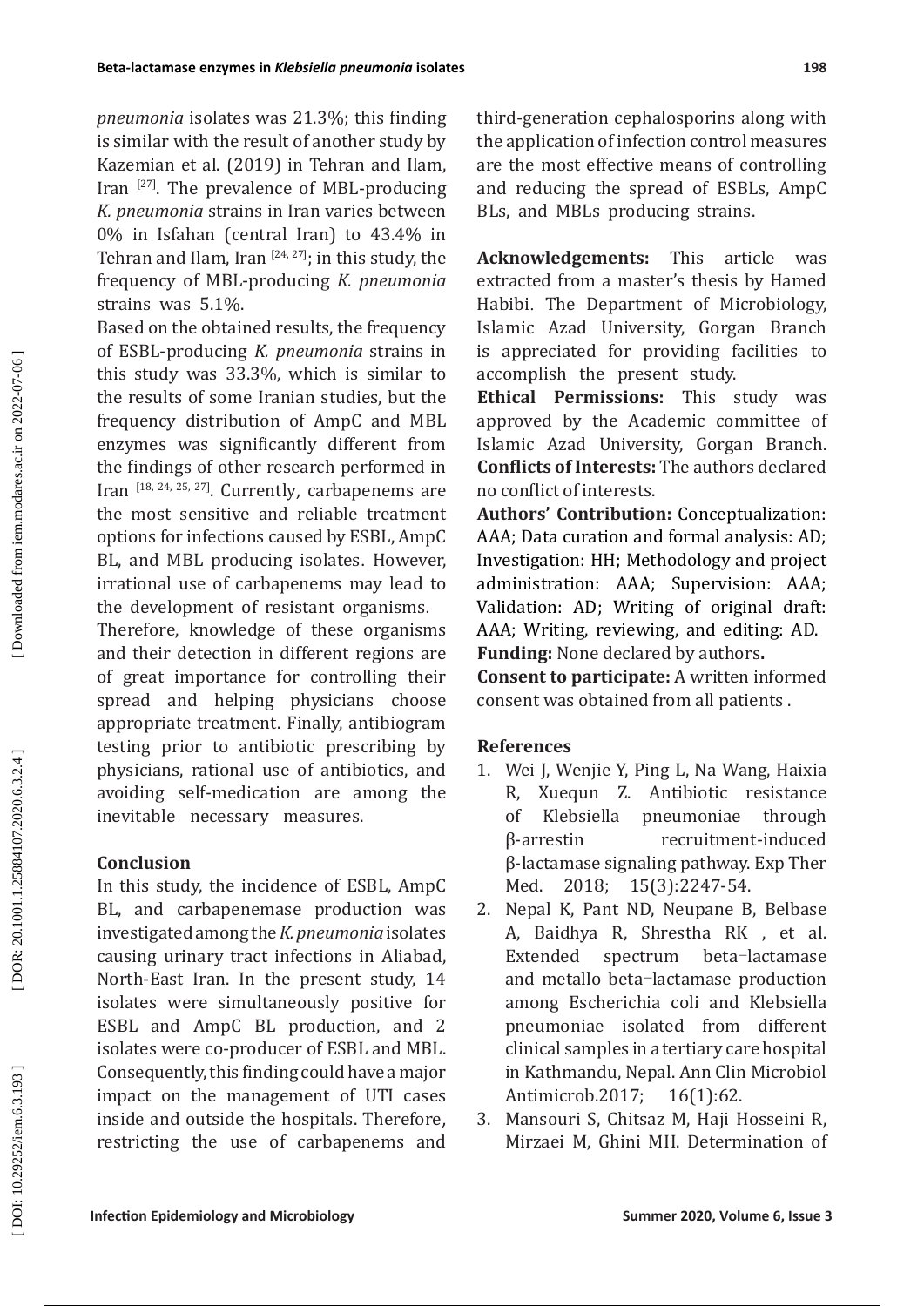*pneumonia* isolates was 21.3%; this finding is similar with the result of another study by Kazemian et al. (2019) in Tehran and Ilam, Iran [27]. The prevalence of MBL-producing *K. pneumonia* strains in Iran varies between 0% in Isfahan (central Iran) to 43.4% in Tehran and Ilam, Iran [24, 27]; in this study, the frequency of MBL-producing *K. pneumonia* strains was 5.1%.

Based on the obtained results, the frequency of ESBL-producing *K. pneumonia* strains in this study was 33.3%, which is similar to the results of some Iranian studies, but the frequency distribution of AmpC and MBL enzymes was significantly different from the findings of other research performed in Iran [18, 24, 25, 27]. Currently, carbapenems are the most sensitive and reliable treatment options for infections caused by ESBL, AmpC BL, and MBL producing isolates. However, irrational use of carbapenems may lead to the development of resistant organisms.

Therefore, knowledge of these organisms and their detection in different regions are of great importance for controlling their spread and helping physicians choose appropriate treatment. Finally, antibiogram testing prior to antibiotic prescribing by physicians, rational use of antibiotics, and avoiding self-medication are among the inevitable necessary measures.

## Conclusion

In this study, the incidence of ESBL, AmpC BL, and carbapenemase production was investigated among the *K. pneumonia* isolates causing urinary tract infections in Aliabad, North-East Iran. In the present study, 14 isolates were simultaneously positive for ESBL and AmpC BL production, and 2 isolates were co-producer of ESBL and MBL. Consequently, this finding could have a major impact on the management of UTI cases inside and outside the hospitals. Therefore, restricting the use of carbapenems and third-generation cephalosporins along with the application of infection control measures are the most effective means of controlling and reducing the spread of ESBLs, AmpC BLs, and MBLs producing strains.

**Acknowledgements:** This article was extracted from a master's thesis by Hamed Habibi. The Department of Microbiology, Islamic Azad University, Gorgan Branch is appreciated for providing facilities to accomplish the present study.

**Ethical Permissions:** This study was approved by the Academic committee of Islamic Azad University, Gorgan Branch.

**Conflicts of Interests:** The authors declared no conflict of interests.

**Authors' Contribution:** Conceptualization: AAA; Data curation and formal analysis: AD; Investigation: HH; Methodology and project administration: AAA; Supervision: AAA; Validation: AD; Writing of original draft: AAA; Writing, reviewing, and editing: AD.

**Funding:** None declared by authors**.**

**Consent to participate:** A written informed consent was obtained from all patients .

## References

1. Wei J, Wenjie Y, Ping L, Na Wang, Haixia R, Xuequn Z. Antibiotic resistance of Klebsiella pneumoniae through β-arrestin recruitment-induced β-lactamase signaling pathway. Exp Ther Med. 2018; 15(3):2247-54.
2. Nepal K, Pant ND, Neupane B, Belbase A, Baidhya R, Shrestha RK , et al. Extended spectrum beta-lactamase and metallo beta-lactamase production among Escherichia coli and Klebsiella pneumoniae isolated from different clinical samples in a tertiary care hospital in Kathmandu, Nepal. Ann Clin Microbiol Antimicrob.2017; 16(1):62.
3. Mansouri S, Chitsaz M, Haji Hosseini R, Mirzaei M, Ghini MH. Determination of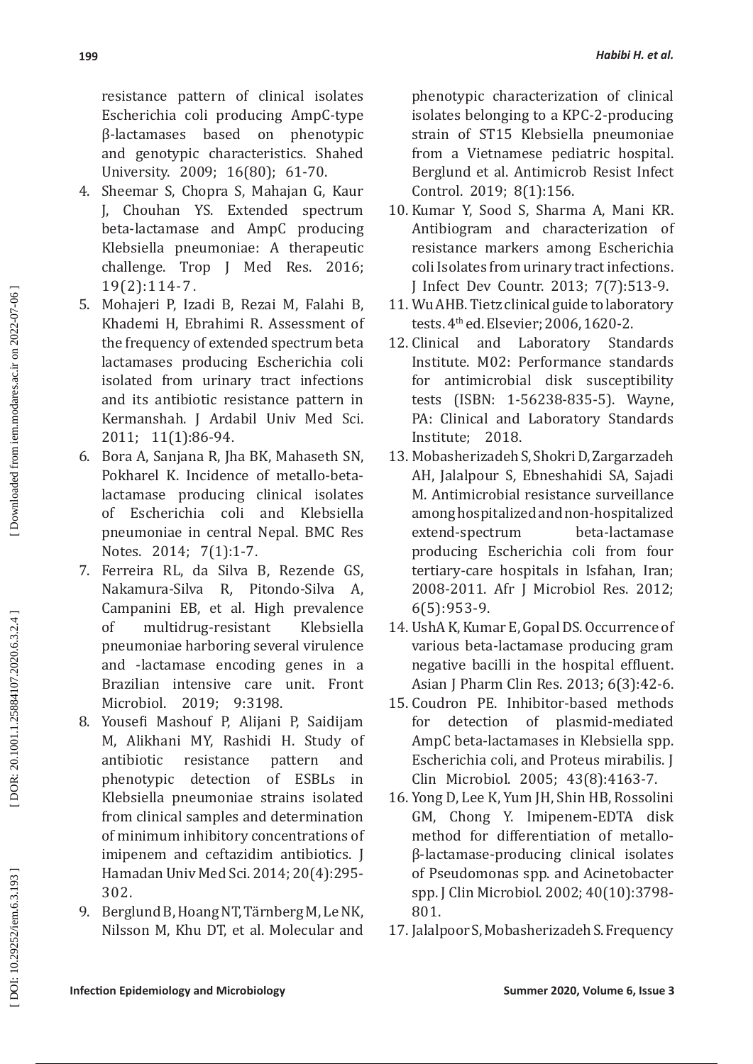resistance pattern of clinical isolates Escherichia coli producing AmpC-type β-lactamases based on phenotypic and genotypic characteristics. Shahed University. 2009; 16(80); 61-70.

4. Sheemar S, Chopra S, Mahajan G, Kaur J, Chouhan YS. Extended spectrum beta-lactamase and AmpC producing Klebsiella pneumoniae: A therapeutic challenge. Trop J Med Res. 2016; 19(2):114-7.
5. Mohajeri P, Izadi B, Rezai M, Falahi B, Khademi H, Ebrahimi R. Assessment of the frequency of extended spectrum beta lactamases producing Escherichia coli isolated from urinary tract infections and its antibiotic resistance pattern in Kermanshah. J Ardabil Univ Med Sci. 2011; 11(1):86-94.
6. Bora A, Sanjana R, Jha BK, Mahaseth SN, Pokharel K. Incidence of metallo-beta-lactamase producing clinical isolates of Escherichia coli and Klebsiella pneumoniae in central Nepal. BMC Res Notes. 2014; 7(1):1-7.
7. Ferreira RL, da Silva B, Rezende GS, Nakamura-Silva R, Pitondo-Silva A, Campanini EB, et al. High prevalence of multidrug-resistant Klebsiella pneumoniae harboring several virulence and -lactamase encoding genes in a Brazilian intensive care unit. Front Microbiol. 2019; 9:3198.
8. Yousefi Mashouf P, Alijani P, Saidijam M, Alikhani MY, Rashidi H. Study of antibiotic resistance pattern and phenotypic detection of ESBLs in Klebsiella pneumoniae strains isolated from clinical samples and determination of minimum inhibitory concentrations of imipenem and ceftazidim antibiotics. J Hamadan Univ Med Sci. 2014; 20(4):295-302.
9. Berglund B, Hoang NT, Tärnberg M, Le NK, Nilsson M, Khu DT, et al. Molecular and phenotypic characterization of clinical isolates belonging to a KPC-2-producing strain of ST15 Klebsiella pneumoniae from a Vietnamese pediatric hospital. Berglund et al. Antimicrob Resist Infect Control. 2019; 8(1):156.
10. Kumar Y, Sood S, Sharma A, Mani KR. Antibiogram and characterization of resistance markers among Escherichia coli Isolates from urinary tract infections. J Infect Dev Countr. 2013; 7(7):513-9.
11. Wu AHB. Tietz clinical guide to laboratory tests. 4th ed. Elsevier; 2006, 1620-2.
12. Clinical and Laboratory Standards Institute. M02: Performance standards for antimicrobial disk susceptibility tests (ISBN: 1-56238-835-5). Wayne, PA: Clinical and Laboratory Standards Institute; 2018.
13. Mobasherizadeh S, Shokri D, Zargarzadeh AH, Jalalpour S, Ebneshahidi SA, Sajadi M. Antimicrobial resistance surveillance among hospitalized and non-hospitalized extend-spectrum beta-lactamase producing Escherichia coli from four tertiary-care hospitals in Isfahan, Iran; 2008-2011. Afr J Microbiol Res. 2012; 6(5):953-9.
14. UshA K, Kumar E, Gopal DS. Occurrence of various beta-lactamase producing gram negative bacilli in the hospital effluent. Asian J Pharm Clin Res. 2013; 6(3):42-6.
15. Coudron PE. Inhibitor-based methods for detection of plasmid-mediated AmpC beta-lactamases in Klebsiella spp. Escherichia coli, and Proteus mirabilis. J Clin Microbiol. 2005; 43(8):4163-7.
16. Yong D, Lee K, Yum JH, Shin HB, Rossolini GM, Chong Y. Imipenem-EDTA disk method for differentiation of metallo-β-lactamase-producing clinical isolates of Pseudomonas spp. and Acinetobacter spp. J Clin Microbiol. 2002; 40(10):3798-801.
17. Jalalpoor S, Mobasherizadeh S. Frequency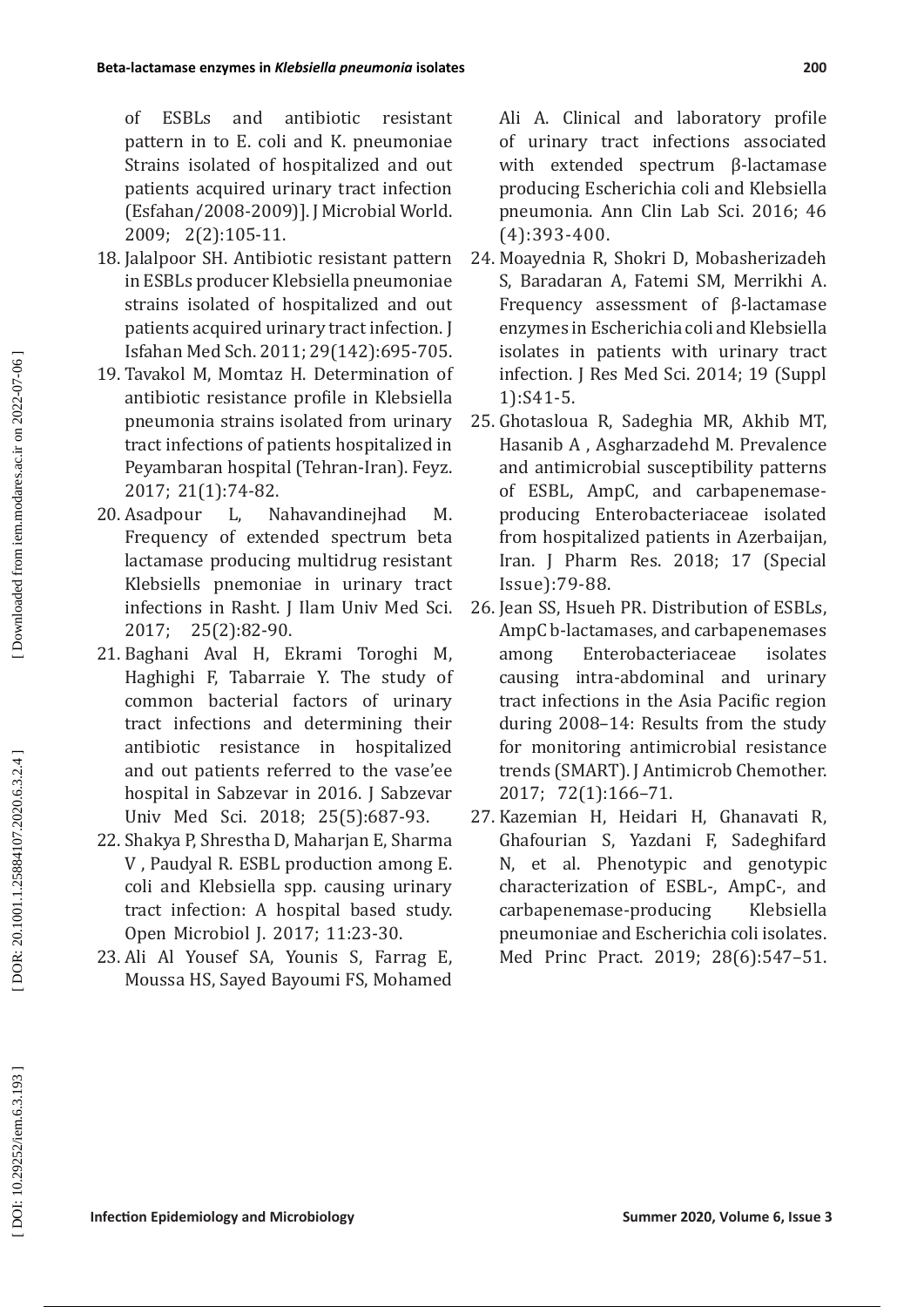of ESBLs and antibiotic resistant pattern in to E. coli and K. pneumoniae Strains isolated of hospitalized and out patients acquired urinary tract infection (Esfahan/2008-2009)]. J Microbial World. 2009; 2(2):105-11.

18. Jalalpoor SH. Antibiotic resistant pattern in ESBLs producer Klebsiella pneumoniae strains isolated of hospitalized and out patients acquired urinary tract infection. J Isfahan Med Sch. 2011; 29(142):695-705.
19. Tavakol M, Momtaz H. Determination of antibiotic resistance profile in Klebsiella pneumonia strains isolated from urinary tract infections of patients hospitalized in Peyambaran hospital (Tehran-Iran). Feyz. 2017; 21(1):74-82.
20. Asadpour L, Nahavandinejhad M. Frequency of extended spectrum beta lactamase producing multidrug resistant Klebsiells pnemoniae in urinary tract infections in Rasht. J Ilam Univ Med Sci. 2017; 25(2):82-90.
21. Baghani Aval H, Ekrami Toroghi M, Haghighi F, Tabarraie Y. The study of common bacterial factors of urinary tract infections and determining their antibiotic resistance in hospitalized and out patients referred to the vase'ee hospital in Sabzevar in 2016. J Sabzevar Univ Med Sci. 2018; 25(5):687-93.
22. Shakya P, Shrestha D, Maharjan E, Sharma V , Paudyal R. ESBL production among E. coli and Klebsiella spp. causing urinary tract infection: A hospital based study. Open Microbiol J. 2017; 11:23-30.
23. Ali Al Yousef SA, Younis S, Farrag E, Moussa HS, Sayed Bayoumi FS, Mohamed Ali A. Clinical and laboratory profile of urinary tract infections associated with extended spectrum β-lactamase producing Escherichia coli and Klebsiella pneumonia. Ann Clin Lab Sci. 2016; 46 (4):393-400.
24. Moayednia R, Shokri D, Mobasherizadeh S, Baradaran A, Fatemi SM, Merrikhi A. Frequency assessment of β-lactamase enzymes in Escherichia coli and Klebsiella isolates in patients with urinary tract infection. J Res Med Sci. 2014; 19 (Suppl 1):S41-5.
25. Ghotasloua R, Sadeghia MR, Akhib MT, Hasanib A , Asgharzadehd M. Prevalence and antimicrobial susceptibility patterns of ESBL, AmpC, and carbapenemase-producing Enterobacteriaceae isolated from hospitalized patients in Azerbaijan, Iran. J Pharm Res. 2018; 17 (Special Issue):79-88.
26. Jean SS, Hsueh PR. Distribution of ESBLs, AmpC b-lactamases, and carbapenemases among Enterobacteriaceae isolates causing intra-abdominal and urinary tract infections in the Asia Pacific region during 2008–14: Results from the study for monitoring antimicrobial resistance trends (SMART). J Antimicrob Chemother. 2017; 72(1):166–71.
27. Kazemian H, Heidari H, Ghanavati R, Ghafourian S, Yazdani F, Sadeghifard N, et al. Phenotypic and genotypic characterization of ESBL-, AmpC-, and carbapenemase-producing Klebsiella pneumoniae and Escherichia coli isolates. Med Princ Pract. 2019; 28(6):547–51.